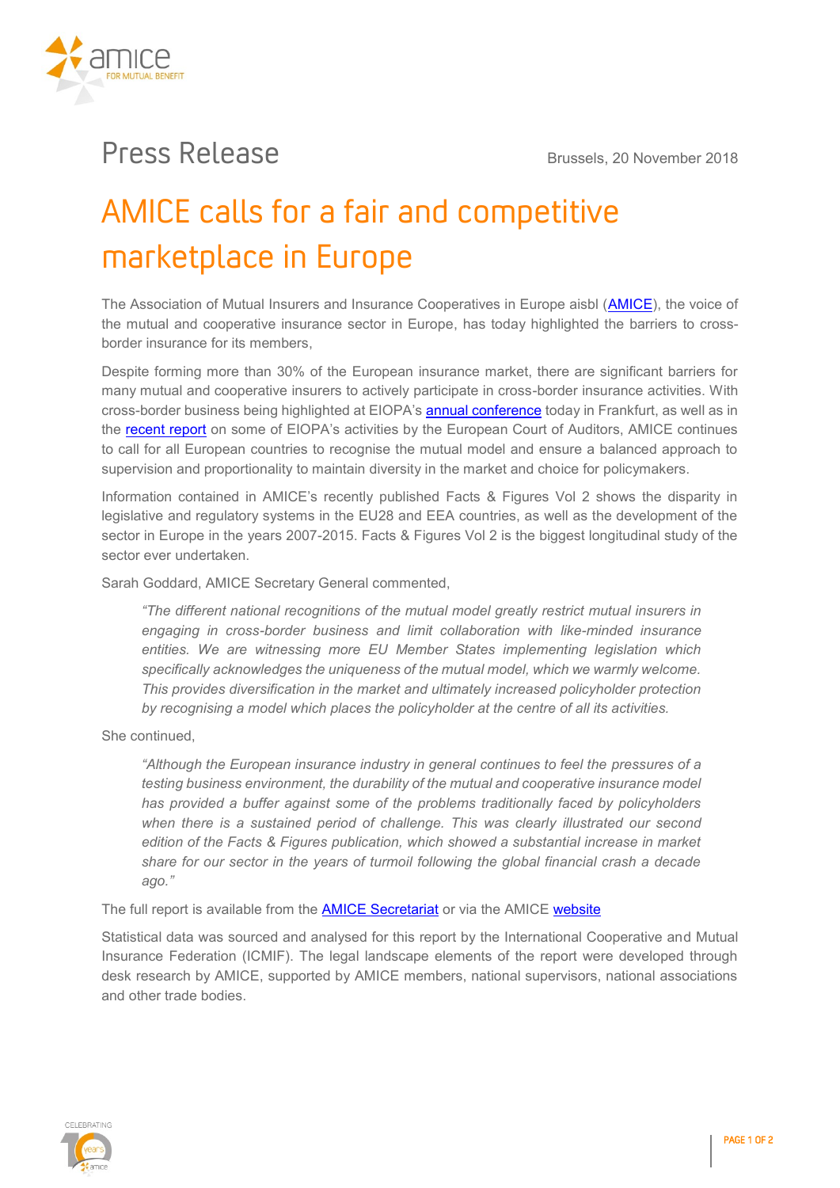Press Release

Brussels, 20 November 2018

# AMICE calls for a fair and competitive marketplace in Europe

The Association of Mutual Insurers and Insurance Cooperatives in Europe aisbl (AMICE), the voice of the mutual and cooperative insurance sector in Europe, has today highlighted the barriers to cross-border insurance for its members,

Despite forming more than 30% of the European insurance market, there are significant barriers for many mutual and cooperative insurers to actively participate in cross-border insurance activities. With cross-border business being highlighted at EIOPA's annual conference today in Frankfurt, as well as in the recent report on some of EIOPA's activities by the European Court of Auditors, AMICE continues to call for all European countries to recognise the mutual model and ensure a balanced approach to supervision and proportionality to maintain diversity in the market and choice for policymakers.

Information contained in AMICE's recently published Facts & Figures Vol 2 shows the disparity in legislative and regulatory systems in the EU28 and EEA countries, as well as the development of the sector in Europe in the years 2007-2015. Facts & Figures Vol 2 is the biggest longitudinal study of the sector ever undertaken.

Sarah Goddard, AMICE Secretary General commented,

> *"The different national recognitions of the mutual model greatly restrict mutual insurers in engaging in cross-border business and limit collaboration with like-minded insurance entities. We are witnessing more EU Member States implementing legislation which specifically acknowledges the uniqueness of the mutual model, which we warmly welcome. This provides diversification in the market and ultimately increased policyholder protection by recognising a model which places the policyholder at the centre of all its activities.*

She continued,

> *"Although the European insurance industry in general continues to feel the pressures of a testing business environment, the durability of the mutual and cooperative insurance model has provided a buffer against some of the problems traditionally faced by policyholders when there is a sustained period of challenge. This was clearly illustrated our second edition of the Facts & Figures publication, which showed a substantial increase in market share for our sector in the years of turmoil following the global financial crash a decade ago."*

The full report is available from the AMICE Secretariat or via the AMICE website

Statistical data was sourced and analysed for this report by the International Cooperative and Mutual Insurance Federation (ICMIF). The legal landscape elements of the report were developed through desk research by AMICE, supported by AMICE members, national supervisors, national associations and other trade bodies.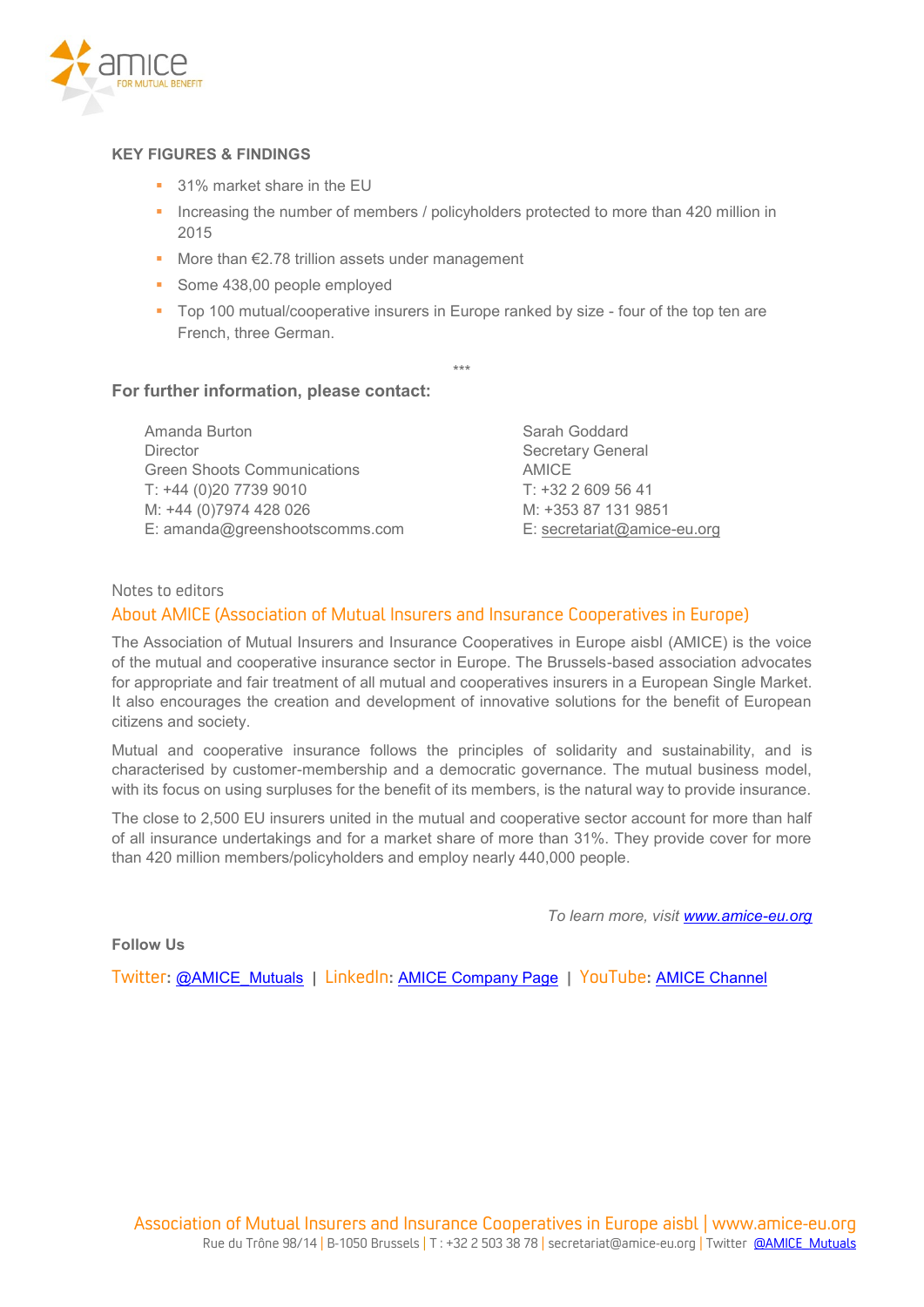**KEY FIGURES & FINDINGS**

- 31% market share in the EU
- Increasing the number of members / policyholders protected to more than 420 million in 2015
- More than €2.78 trillion assets under management
- Some 438,00 people employed
- Top 100 mutual/cooperative insurers in Europe ranked by size - four of the top ten are French, three German.

\*\*\*

**For further information, please contact:**

Amanda Burton
Director
Green Shoots Communications
T: +44 (0)20 7739 9010
M: +44 (0)7974 428 026
E: amanda@greenshootscomms.com

Sarah Goddard
Secretary General
AMICE
T: +32 2 609 56 41
M: +353 87 131 9851
E: secretariat@amice-eu.org

Notes to editors

## About AMICE (Association of Mutual Insurers and Insurance Cooperatives in Europe)

The Association of Mutual Insurers and Insurance Cooperatives in Europe aisbl (AMICE) is the voice of the mutual and cooperative insurance sector in Europe. The Brussels-based association advocates for appropriate and fair treatment of all mutual and cooperatives insurers in a European Single Market. It also encourages the creation and development of innovative solutions for the benefit of European citizens and society.

Mutual and cooperative insurance follows the principles of solidarity and sustainability, and is characterised by customer-membership and a democratic governance. The mutual business model, with its focus on using surpluses for the benefit of its members, is the natural way to provide insurance.

The close to 2,500 EU insurers united in the mutual and cooperative sector account for more than half of all insurance undertakings and for a market share of more than 31%. They provide cover for more than 420 million members/policyholders and employ nearly 440,000 people.

*To learn more, visit www.amice-eu.org*

**Follow Us**

Twitter: @AMICE_Mutuals | LinkedIn: AMICE Company Page | YouTube: AMICE Channel